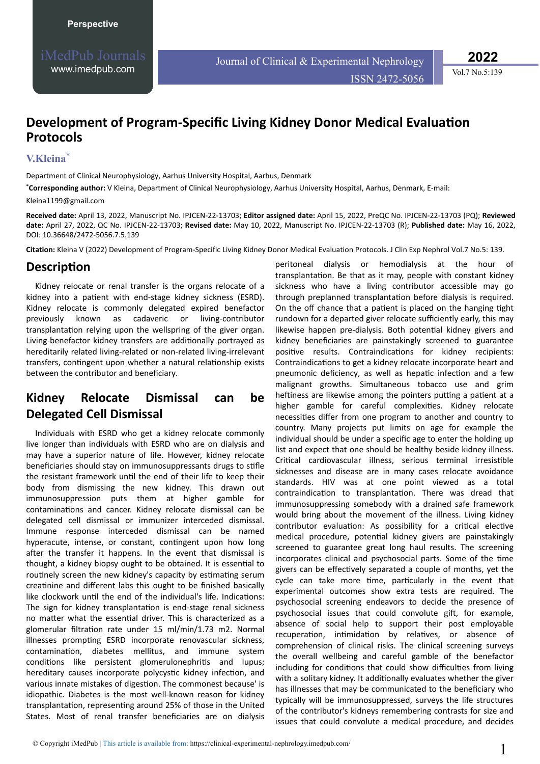Perspective

# Development of Program-Specific Living Kidney Donor Medical Evaluation Protocols

**V.Kleina***

Department of Clinical Neurophysiology, Aarhus University Hospital, Aarhus, Denmark

***Corresponding author:** V Kleina, Department of Clinical Neurophysiology, Aarhus University Hospital, Aarhus, Denmark, E-mail: Kleina1199@gmail.com

**Received date:** April 13, 2022, Manuscript No. IPJCEN-22-13703; **Editor assigned date:** April 15, 2022, PreQC No. IPJCEN-22-13703 (PQ); **Reviewed date:** April 27, 2022, QC No. IPJCEN-22-13703; **Revised date:** May 10, 2022, Manuscript No. IPJCEN-22-13703 (R); **Published date:** May 16, 2022, DOI: 10.36648/2472-5056.7.5.139

**Citation:** Kleina V (2022) Development of Program-Specific Living Kidney Donor Medical Evaluation Protocols. J Clin Exp Nephrol Vol.7 No.5: 139.

## Description

Kidney relocate or renal transfer is the organs relocate of a kidney into a patient with end-stage kidney sickness (ESRD). Kidney relocate is commonly delegated expired benefactor previously known as cadaveric or living-contributor transplantation relying upon the wellspring of the giver organ. Living-benefactor kidney transfers are additionally portrayed as hereditarily related living-related or non-related living-irrelevant transfers, contingent upon whether a natural relationship exists between the contributor and beneficiary.

## Kidney Relocate Dismissal can be Delegated Cell Dismissal

Individuals with ESRD who get a kidney relocate commonly live longer than individuals with ESRD who are on dialysis and may have a superior nature of life. However, kidney relocate beneficiaries should stay on immunosuppressants drugs to stifle the resistant framework until the end of their life to keep their body from dismissing the new kidney. This drawn out immunosuppression puts them at higher gamble for contaminations and cancer. Kidney relocate dismissal can be delegated cell dismissal or immunizer interceded dismissal. Immune response interceded dismissal can be named hyperacute, intense, or constant, contingent upon how long after the transfer it happens. In the event that dismissal is thought, a kidney biopsy ought to be obtained. It is essential to routinely screen the new kidney's capacity by estimating serum creatinine and different labs this ought to be finished basically like clockwork until the end of the individual's life. Indications: The sign for kidney transplantation is end-stage renal sickness no matter what the essential driver. This is characterized as a glomerular filtration rate under 15 ml/min/1.73 m2. Normal illnesses prompting ESRD incorporate renovascular sickness, contamination, diabetes mellitus, and immune system conditions like persistent glomerulonephritis and lupus; hereditary causes incorporate polycystic kidney infection, and various innate mistakes of digestion. The commonest because' is idiopathic. Diabetes is the most well-known reason for kidney transplantation, representing around 25% of those in the United States. Most of renal transfer beneficiaries are on dialysis peritoneal dialysis or hemodialysis at the hour of transplantation. Be that as it may, people with constant kidney sickness who have a living contributor accessible may go through preplanned transplantation before dialysis is required. On the off chance that a patient is placed on the hanging tight rundown for a departed giver relocate sufficiently early, this may likewise happen pre-dialysis. Both potential kidney givers and kidney beneficiaries are painstakingly screened to guarantee positive results. Contraindications for kidney recipients: Contraindications to get a kidney relocate incorporate heart and pneumonic deficiency, as well as hepatic infection and a few malignant growths. Simultaneous tobacco use and grim heftiness are likewise among the pointers putting a patient at a higher gamble for careful complexities. Kidney relocate necessities differ from one program to another and country to country. Many projects put limits on age for example the individual should be under a specific age to enter the holding up list and expect that one should be healthy beside kidney illness. Critical cardiovascular illness, serious terminal irresistible sicknesses and disease are in many cases relocate avoidance standards. HIV was at one point viewed as a total contraindication to transplantation. There was dread that immunosuppressing somebody with a drained safe framework would bring about the movement of the illness. Living kidney contributor evaluation: As possibility for a critical elective medical procedure, potential kidney givers are painstakingly screened to guarantee great long haul results. The screening incorporates clinical and psychosocial parts. Some of the time givers can be effectively separated a couple of months, yet the cycle can take more time, particularly in the event that experimental outcomes show extra tests are required. The psychosocial screening endeavors to decide the presence of psychosocial issues that could convolute gift, for example, absence of social help to support their post employable recuperation, intimidation by relatives, or absence of comprehension of clinical risks. The clinical screening surveys the overall wellbeing and careful gamble of the benefactor including for conditions that could show difficulties from living with a solitary kidney. It additionally evaluates whether the giver has illnesses that may be communicated to the beneficiary who typically will be immunosuppressed, surveys the life structures of the contributor's kidneys remembering contrasts for size and issues that could convolute a medical procedure, and decides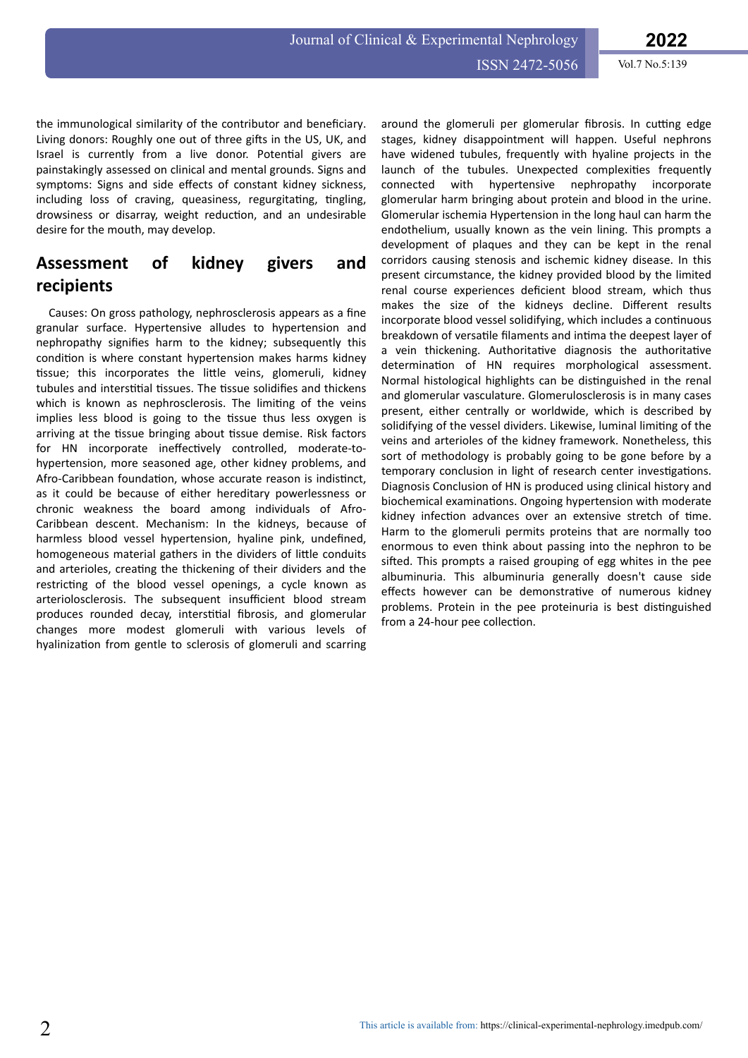the immunological similarity of the contributor and beneficiary. Living donors: Roughly one out of three gifts in the US, UK, and Israel is currently from a live donor. Potential givers are painstakingly assessed on clinical and mental grounds. Signs and symptoms: Signs and side effects of constant kidney sickness, including loss of craving, queasiness, regurgitating, tingling, drowsiness or disarray, weight reduction, and an undesirable desire for the mouth, may develop.

## Assessment of kidney givers and recipients

Causes: On gross pathology, nephrosclerosis appears as a fine granular surface. Hypertensive alludes to hypertension and nephropathy signifies harm to the kidney; subsequently this condition is where constant hypertension makes harms kidney tissue; this incorporates the little veins, glomeruli, kidney tubules and interstitial tissues. The tissue solidifies and thickens which is known as nephrosclerosis. The limiting of the veins implies less blood is going to the tissue thus less oxygen is arriving at the tissue bringing about tissue demise. Risk factors for HN incorporate ineffectively controlled, moderate-to-hypertension, more seasoned age, other kidney problems, and Afro-Caribbean foundation, whose accurate reason is indistinct, as it could be because of either hereditary powerlessness or chronic weakness the board among individuals of Afro-Caribbean descent. Mechanism: In the kidneys, because of harmless blood vessel hypertension, hyaline pink, undefined, homogeneous material gathers in the dividers of little conduits and arterioles, creating the thickening of their dividers and the restricting of the blood vessel openings, a cycle known as arteriolosclerosis. The subsequent insufficient blood stream produces rounded decay, interstitial fibrosis, and glomerular changes more modest glomeruli with various levels of hyalinization from gentle to sclerosis of glomeruli and scarring around the glomeruli per glomerular fibrosis. In cutting edge stages, kidney disappointment will happen. Useful nephrons have widened tubules, frequently with hyaline projects in the launch of the tubules. Unexpected complexities frequently connected with hypertensive nephropathy incorporate glomerular harm bringing about protein and blood in the urine. Glomerular ischemia Hypertension in the long haul can harm the endothelium, usually known as the vein lining. This prompts a development of plaques and they can be kept in the renal corridors causing stenosis and ischemic kidney disease. In this present circumstance, the kidney provided blood by the limited renal course experiences deficient blood stream, which thus makes the size of the kidneys decline. Different results incorporate blood vessel solidifying, which includes a continuous breakdown of versatile filaments and intima the deepest layer of a vein thickening. Authoritative diagnosis the authoritative determination of HN requires morphological assessment. Normal histological highlights can be distinguished in the renal and glomerular vasculature. Glomerulosclerosis is in many cases present, either centrally or worldwide, which is described by solidifying of the vessel dividers. Likewise, luminal limiting of the veins and arterioles of the kidney framework. Nonetheless, this sort of methodology is probably going to be gone before by a temporary conclusion in light of research center investigations. Diagnosis Conclusion of HN is produced using clinical history and biochemical examinations. Ongoing hypertension with moderate kidney infection advances over an extensive stretch of time. Harm to the glomeruli permits proteins that are normally too enormous to even think about passing into the nephron to be sifted. This prompts a raised grouping of egg whites in the pee albuminuria. This albuminuria generally doesn't cause side effects however can be demonstrative of numerous kidney problems. Protein in the pee proteinuria is best distinguished from a 24-hour pee collection.